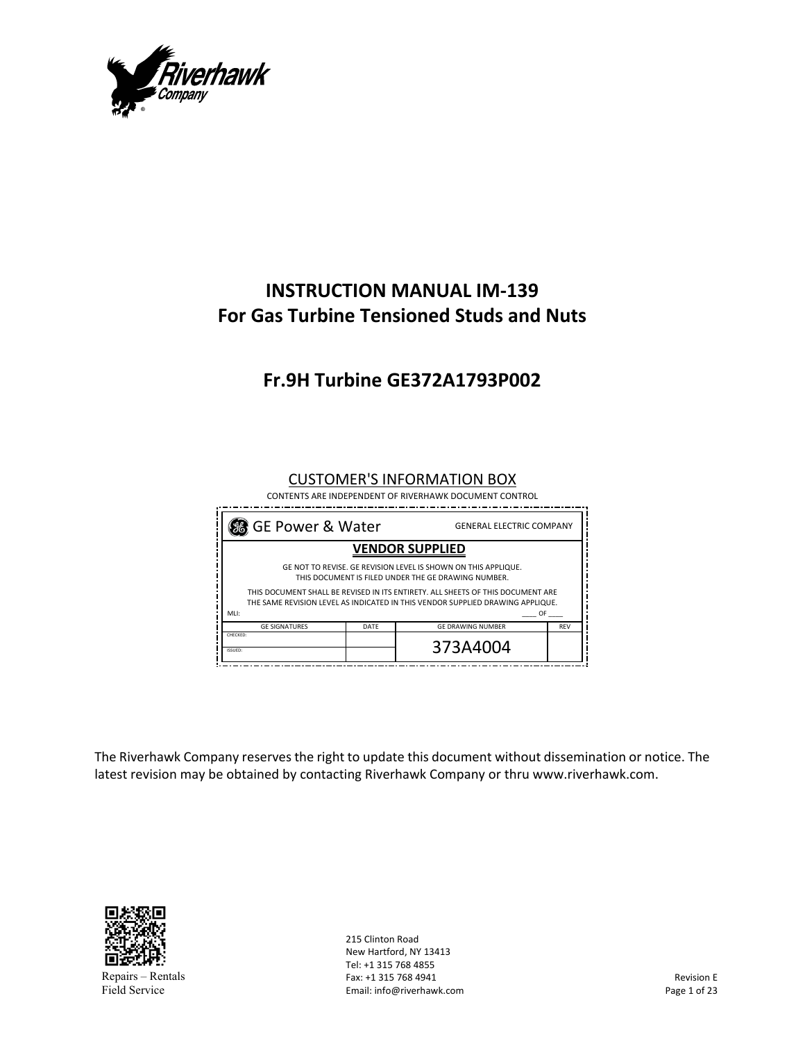# INSTRUCTION MANUAL IM-139
# For Gas Turbine Tensioned Studs and Nuts

## Fr.9H Turbine GE372A1793P002

CUSTOMER'S INFORMATION BOX

CONTENTS ARE INDEPENDENT OF RIVERHAWK DOCUMENT CONTROL

| GE Power & Water | | GENERAL ELECTRIC COMPANY | |
|---|---|---|---|
| **VENDOR SUPPLIED** | | | |
| GE NOT TO REVISE. GE REVISION LEVEL IS SHOWN ON THIS APPLIQUE. THIS DOCUMENT IS FILED UNDER THE GE DRAWING NUMBER. THIS DOCUMENT SHALL BE REVISED IN ITS ENTIRETY. ALL SHEETS OF THIS DOCUMENT ARE THE SAME REVISION LEVEL AS INDICATED IN THIS VENDOR SUPPLIED DRAWING APPLIQUE. MLI: ____ OF ____ | | | |
| GE SIGNATURES | DATE | GE DRAWING NUMBER | REV |
| CHECKED: | | 373A4004 | |
| ISSUED: | | | |

The Riverhawk Company reserves the right to update this document without dissemination or notice. The latest revision may be obtained by contacting Riverhawk Company or thru www.riverhawk.com.

Repairs – Rentals
Field Service

215 Clinton Road
New Hartford, NY 13413
Tel: +1 315 768 4855
Fax: +1 315 768 4941
Email: info@riverhawk.com

Revision E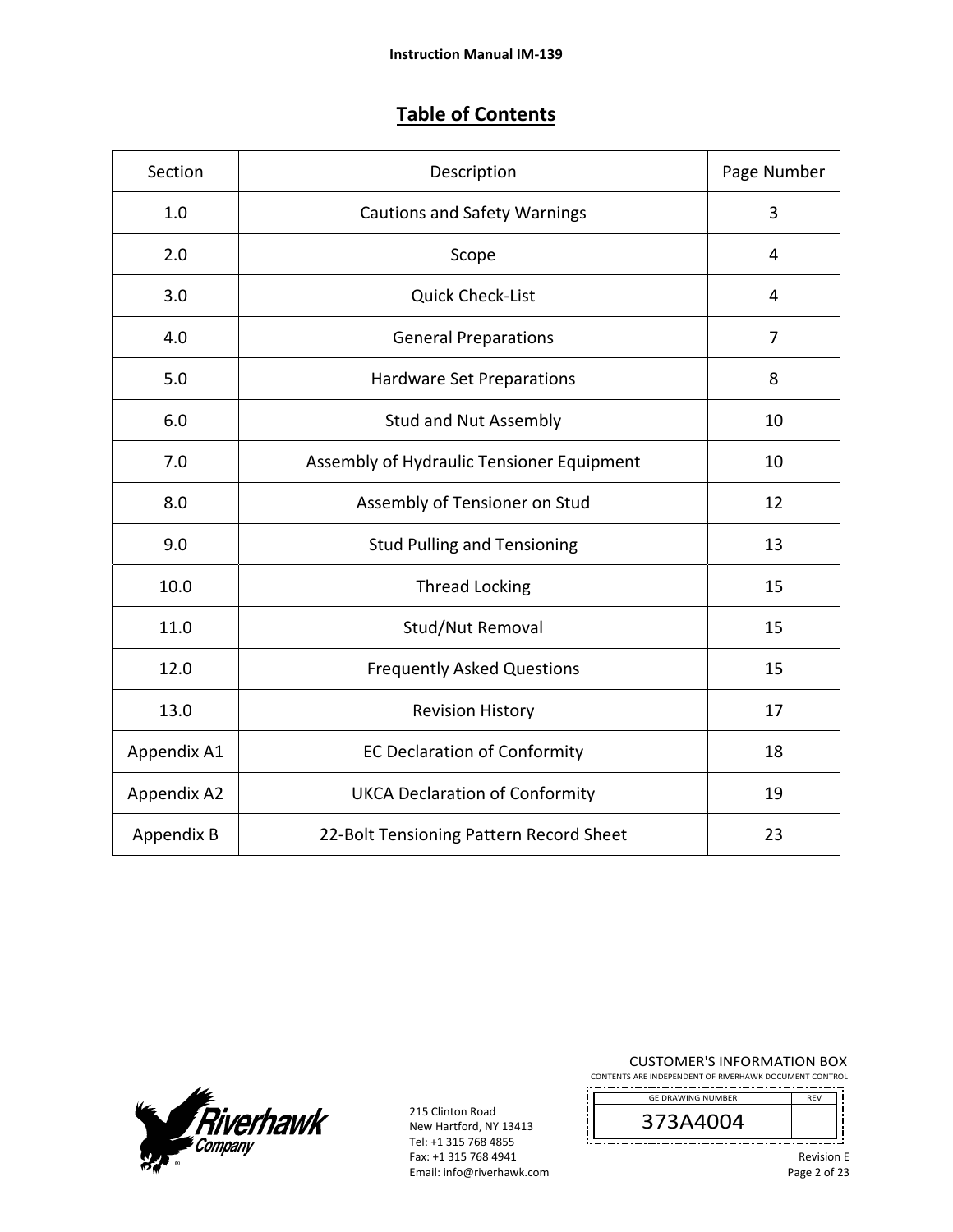# Table of Contents

| Section | Description | Page Number |
|---|---|---|
| 1.0 | Cautions and Safety Warnings | 3 |
| 2.0 | Scope | 4 |
| 3.0 | Quick Check-List | 4 |
| 4.0 | General Preparations | 7 |
| 5.0 | Hardware Set Preparations | 8 |
| 6.0 | Stud and Nut Assembly | 10 |
| 7.0 | Assembly of Hydraulic Tensioner Equipment | 10 |
| 8.0 | Assembly of Tensioner on Stud | 12 |
| 9.0 | Stud Pulling and Tensioning | 13 |
| 10.0 | Thread Locking | 15 |
| 11.0 | Stud/Nut Removal | 15 |
| 12.0 | Frequently Asked Questions | 15 |
| 13.0 | Revision History | 17 |
| Appendix A1 | EC Declaration of Conformity | 18 |
| Appendix A2 | UKCA Declaration of Conformity | 19 |
| Appendix B | 22-Bolt Tensioning Pattern Record Sheet | 23 |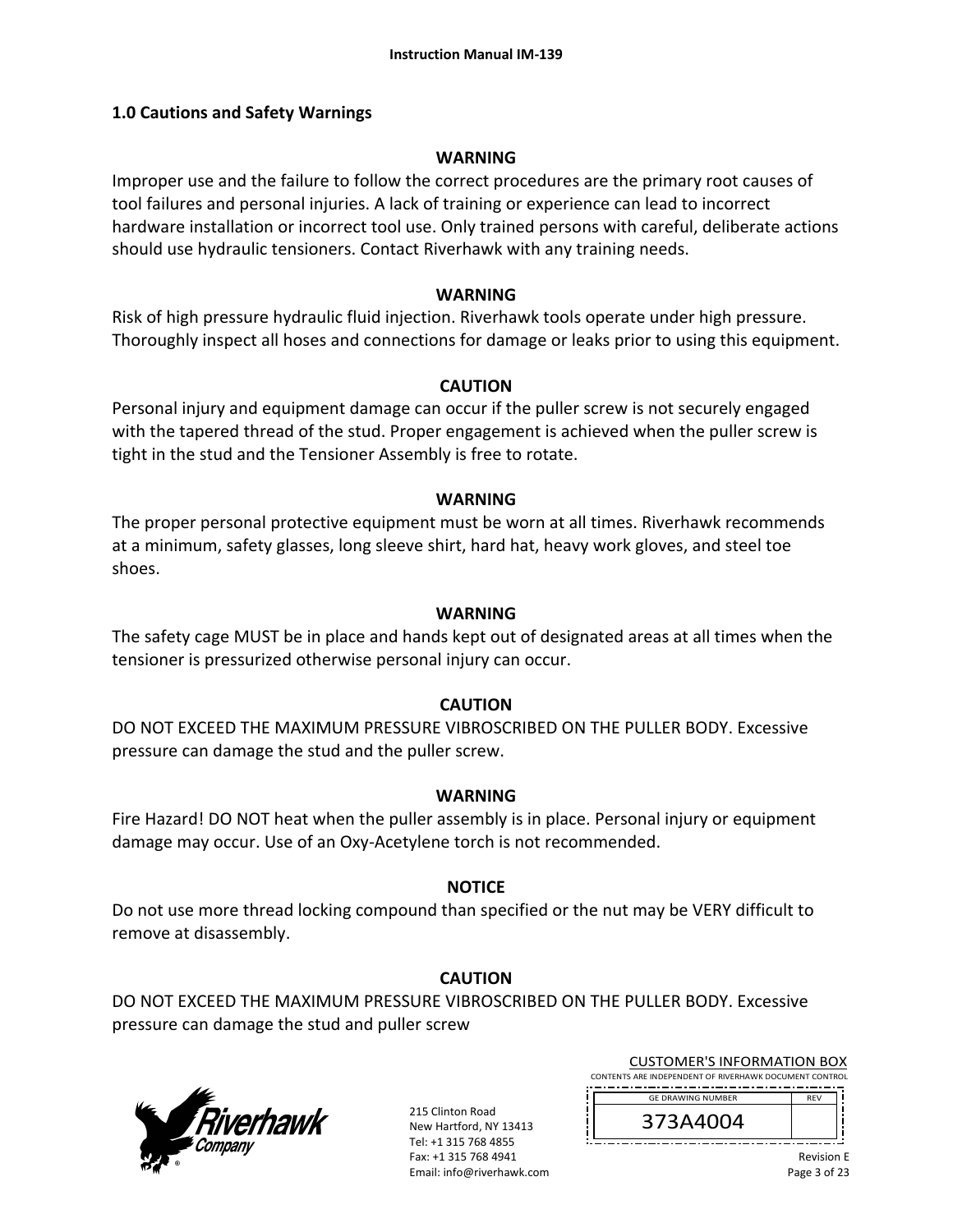## 1.0 Cautions and Safety Warnings

**WARNING**

Improper use and the failure to follow the correct procedures are the primary root causes of tool failures and personal injuries. A lack of training or experience can lead to incorrect hardware installation or incorrect tool use. Only trained persons with careful, deliberate actions should use hydraulic tensioners. Contact Riverhawk with any training needs.

**WARNING**

Risk of high pressure hydraulic fluid injection. Riverhawk tools operate under high pressure. Thoroughly inspect all hoses and connections for damage or leaks prior to using this equipment.

**CAUTION**

Personal injury and equipment damage can occur if the puller screw is not securely engaged with the tapered thread of the stud. Proper engagement is achieved when the puller screw is tight in the stud and the Tensioner Assembly is free to rotate.

**WARNING**

The proper personal protective equipment must be worn at all times. Riverhawk recommends at a minimum, safety glasses, long sleeve shirt, hard hat, heavy work gloves, and steel toe shoes.

**WARNING**

The safety cage MUST be in place and hands kept out of designated areas at all times when the tensioner is pressurized otherwise personal injury can occur.

**CAUTION**

DO NOT EXCEED THE MAXIMUM PRESSURE VIBROSCRIBED ON THE PULLER BODY. Excessive pressure can damage the stud and the puller screw.

**WARNING**

Fire Hazard! DO NOT heat when the puller assembly is in place. Personal injury or equipment damage may occur. Use of an Oxy-Acetylene torch is not recommended.

**NOTICE**

Do not use more thread locking compound than specified or the nut may be VERY difficult to remove at disassembly.

**CAUTION**

DO NOT EXCEED THE MAXIMUM PRESSURE VIBROSCRIBED ON THE PULLER BODY. Excessive pressure can damage the stud and puller screw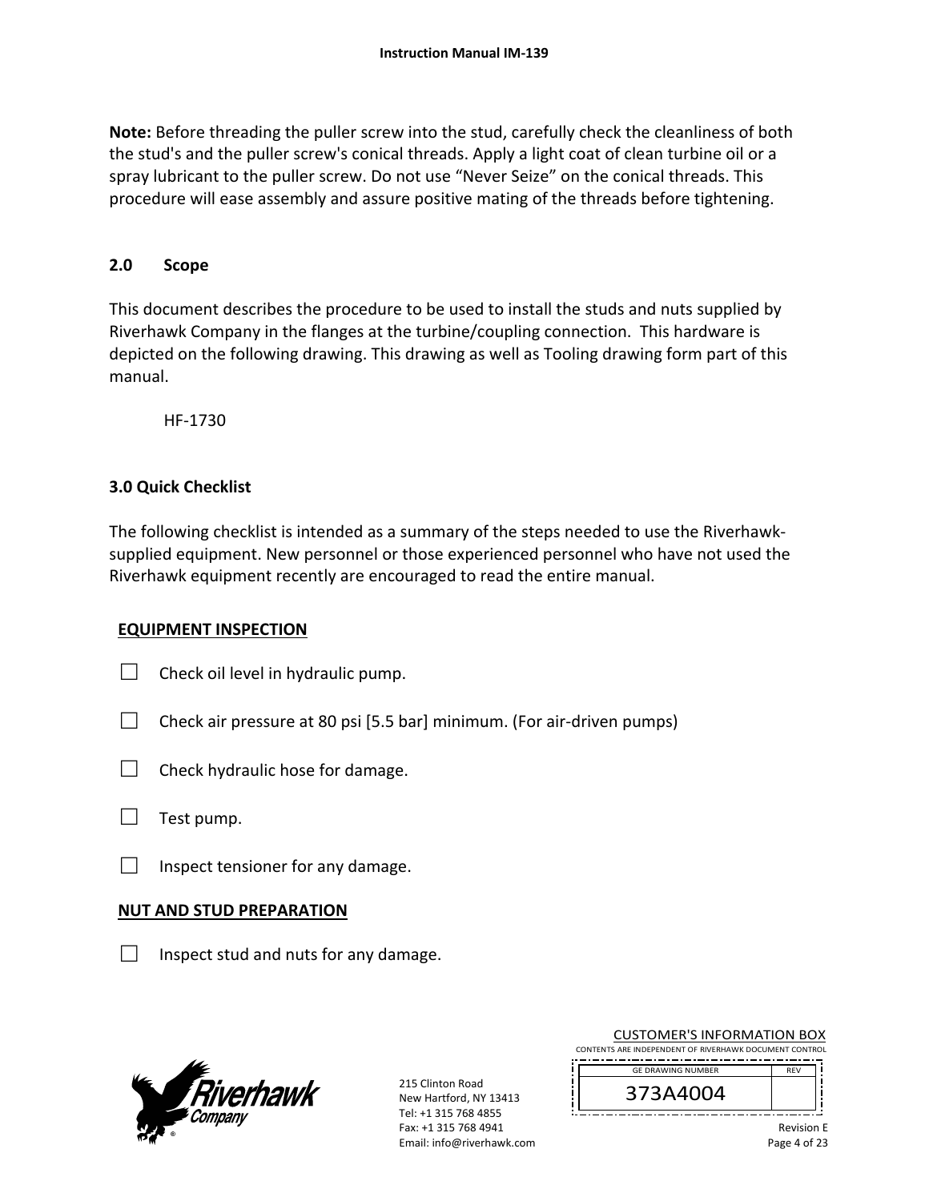**Note:** Before threading the puller screw into the stud, carefully check the cleanliness of both the stud's and the puller screw's conical threads. Apply a light coat of clean turbine oil or a spray lubricant to the puller screw. Do not use “Never Seize” on the conical threads. This procedure will ease assembly and assure positive mating of the threads before tightening.

## 2.0 Scope

This document describes the procedure to be used to install the studs and nuts supplied by Riverhawk Company in the flanges at the turbine/coupling connection. This hardware is depicted on the following drawing. This drawing as well as Tooling drawing form part of this manual.

HF-1730

## 3.0 Quick Checklist

The following checklist is intended as a summary of the steps needed to use the Riverhawk-supplied equipment. New personnel or those experienced personnel who have not used the Riverhawk equipment recently are encouraged to read the entire manual.

**EQUIPMENT INSPECTION**

☐ Check oil level in hydraulic pump.

☐ Check air pressure at 80 psi [5.5 bar] minimum. (For air-driven pumps)

☐ Check hydraulic hose for damage.

☐ Test pump.

☐ Inspect tensioner for any damage.

**NUT AND STUD PREPARATION**

☐ Inspect stud and nuts for any damage.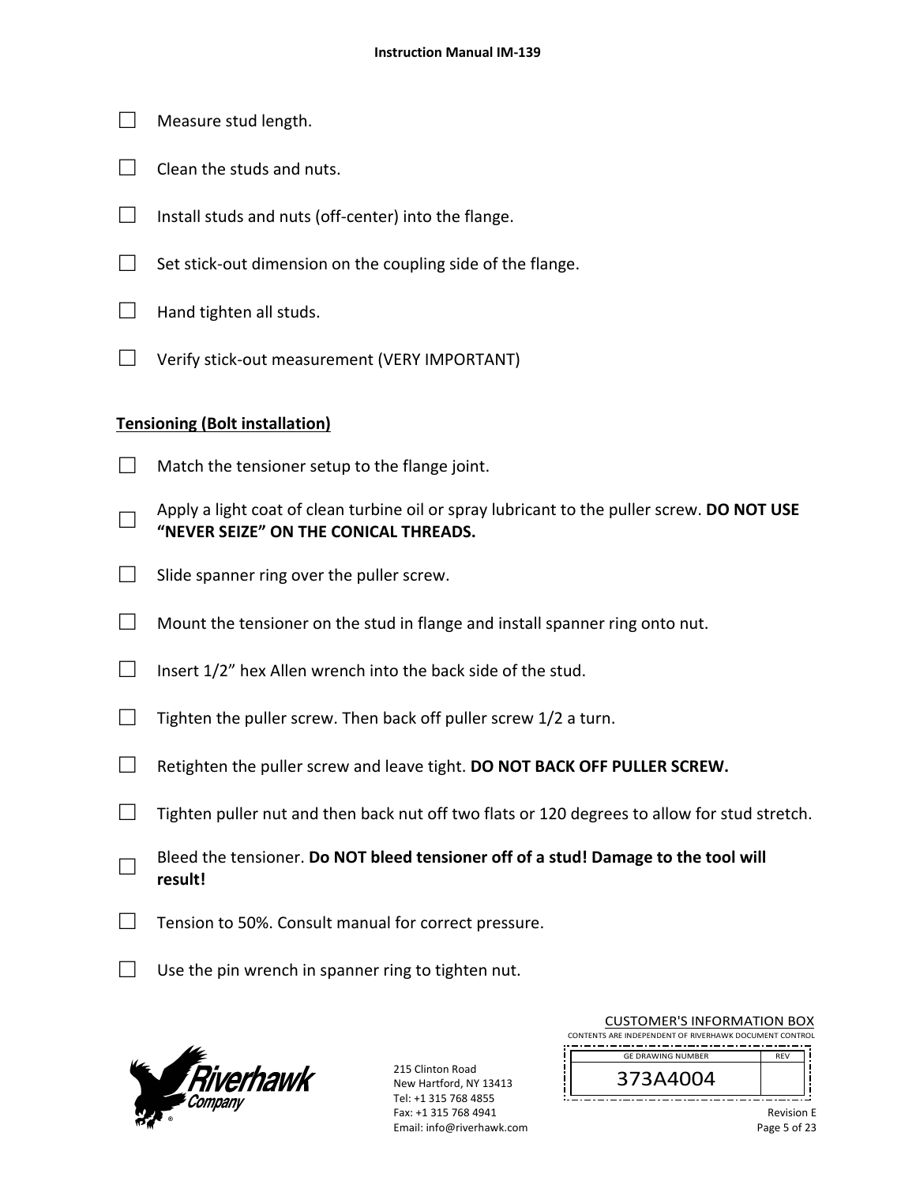- ☐ Measure stud length.
- ☐ Clean the studs and nuts.
- ☐ Install studs and nuts (off-center) into the flange.
- ☐ Set stick-out dimension on the coupling side of the flange.
- ☐ Hand tighten all studs.
- ☐ Verify stick-out measurement (VERY IMPORTANT)

**Tensioning (Bolt installation)**

- ☐ Match the tensioner setup to the flange joint.
- ☐ Apply a light coat of clean turbine oil or spray lubricant to the puller screw. **DO NOT USE "NEVER SEIZE" ON THE CONICAL THREADS.**
- ☐ Slide spanner ring over the puller screw.
- ☐ Mount the tensioner on the stud in flange and install spanner ring onto nut.
- ☐ Insert 1/2" hex Allen wrench into the back side of the stud.
- ☐ Tighten the puller screw. Then back off puller screw 1/2 a turn.
- ☐ Retighten the puller screw and leave tight. **DO NOT BACK OFF PULLER SCREW.**
- ☐ Tighten puller nut and then back nut off two flats or 120 degrees to allow for stud stretch.
- ☐ Bleed the tensioner. **Do NOT bleed tensioner off of a stud! Damage to the tool will result!**
- ☐ Tension to 50%. Consult manual for correct pressure.
- ☐ Use the pin wrench in spanner ring to tighten nut.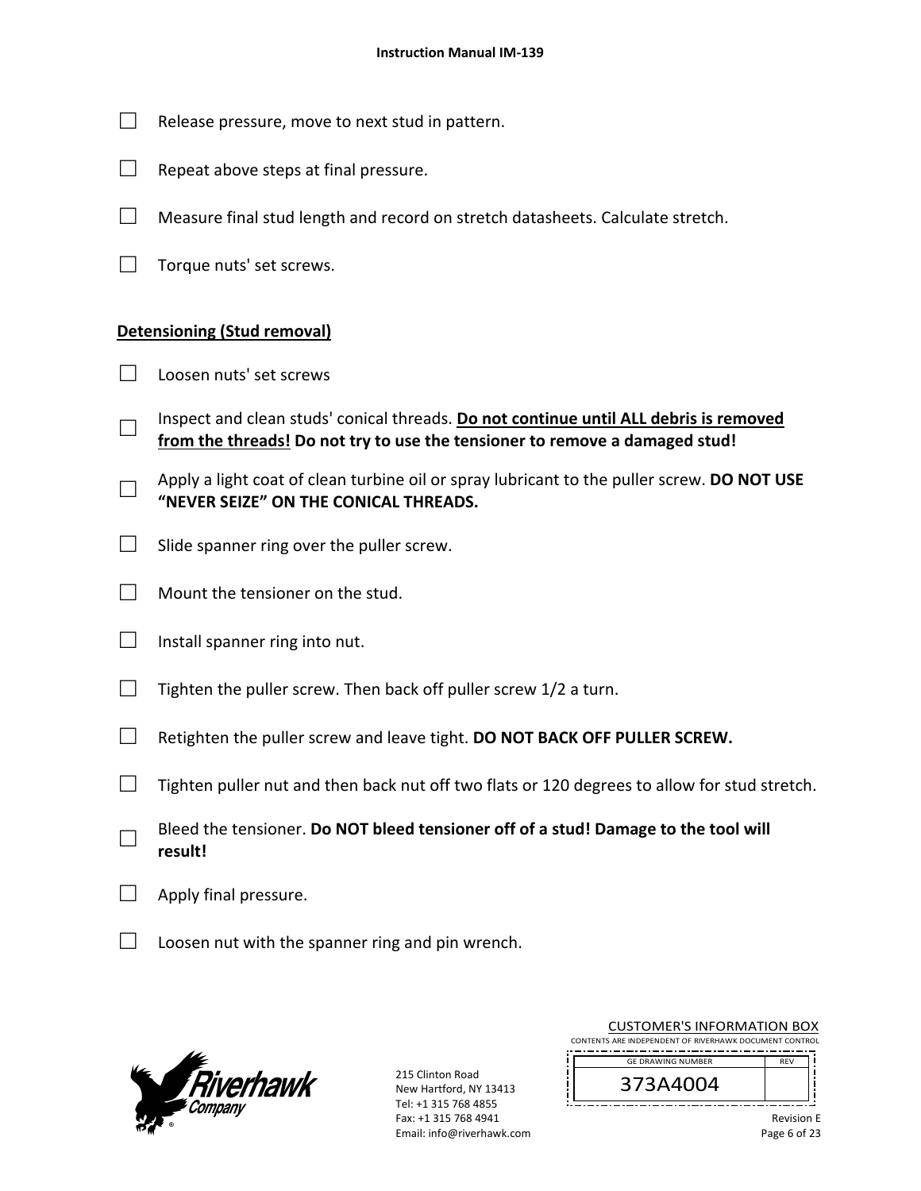- ☐ Release pressure, move to next stud in pattern.
- ☐ Repeat above steps at final pressure.
- ☐ Measure final stud length and record on stretch datasheets. Calculate stretch.
- ☐ Torque nuts' set screws.

**Detensioning (Stud removal)**

- ☐ Loosen nuts' set screws
- ☐ Inspect and clean studs' conical threads. **Do not continue until ALL debris is removed from the threads!** **Do not try to use the tensioner to remove a damaged stud!**
- ☐ Apply a light coat of clean turbine oil or spray lubricant to the puller screw. **DO NOT USE "NEVER SEIZE" ON THE CONICAL THREADS.**
- ☐ Slide spanner ring over the puller screw.
- ☐ Mount the tensioner on the stud.
- ☐ Install spanner ring into nut.
- ☐ Tighten the puller screw. Then back off puller screw 1/2 a turn.
- ☐ Retighten the puller screw and leave tight. **DO NOT BACK OFF PULLER SCREW.**
- ☐ Tighten puller nut and then back nut off two flats or 120 degrees to allow for stud stretch.
- ☐ Bleed the tensioner. **Do NOT bleed tensioner off of a stud! Damage to the tool will result!**
- ☐ Apply final pressure.
- ☐ Loosen nut with the spanner ring and pin wrench.

215 Clinton Road
New Hartford, NY 13413
Tel: +1 315 768 4855
Fax: +1 315 768 4941
Email: info@riverhawk.com

CUSTOMER'S INFORMATION BOX
CONTENTS ARE INDEPENDENT OF RIVERHAWK DOCUMENT CONTROL

| GE DRAWING NUMBER | REV |
|---|---|
| 373A4004 | |

Revision E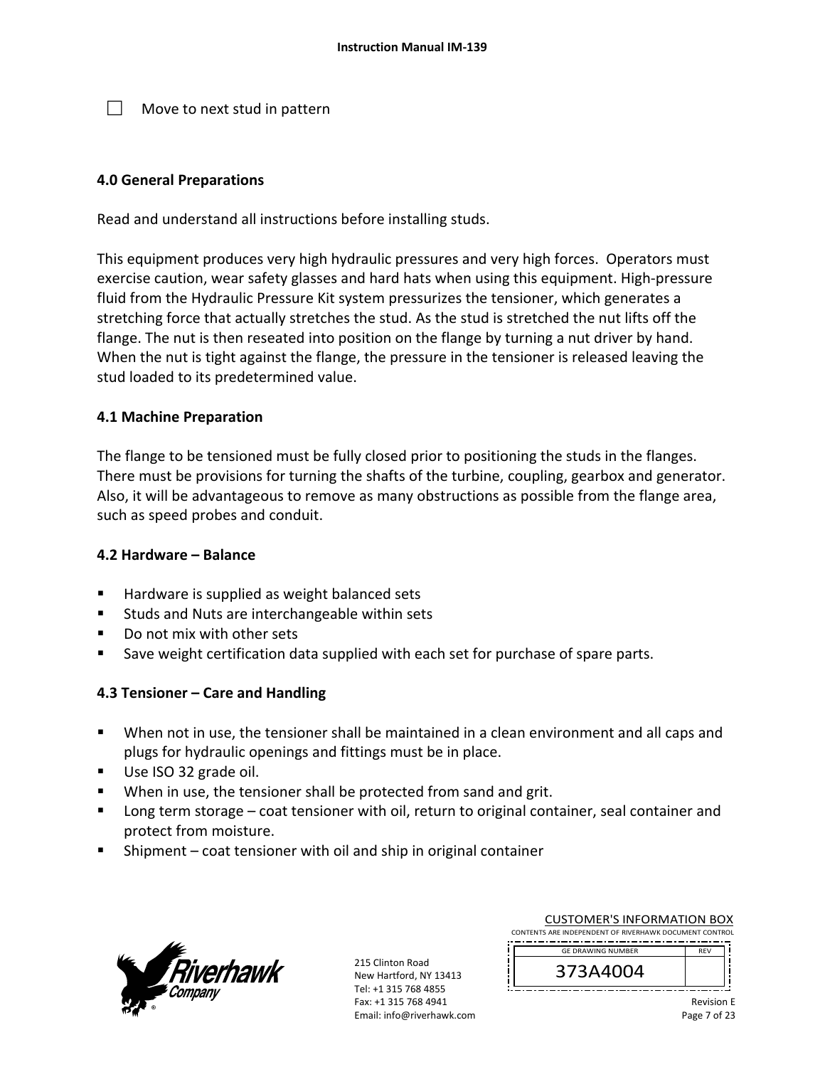☐ Move to next stud in pattern

## 4.0 General Preparations

Read and understand all instructions before installing studs.

This equipment produces very high hydraulic pressures and very high forces. Operators must exercise caution, wear safety glasses and hard hats when using this equipment. High-pressure fluid from the Hydraulic Pressure Kit system pressurizes the tensioner, which generates a stretching force that actually stretches the stud. As the stud is stretched the nut lifts off the flange. The nut is then reseated into position on the flange by turning a nut driver by hand. When the nut is tight against the flange, the pressure in the tensioner is released leaving the stud loaded to its predetermined value.

### 4.1 Machine Preparation

The flange to be tensioned must be fully closed prior to positioning the studs in the flanges. There must be provisions for turning the shafts of the turbine, coupling, gearbox and generator. Also, it will be advantageous to remove as many obstructions as possible from the flange area, such as speed probes and conduit.

### 4.2 Hardware – Balance

- Hardware is supplied as weight balanced sets
- Studs and Nuts are interchangeable within sets
- Do not mix with other sets
- Save weight certification data supplied with each set for purchase of spare parts.

### 4.3 Tensioner – Care and Handling

- When not in use, the tensioner shall be maintained in a clean environment and all caps and plugs for hydraulic openings and fittings must be in place.
- Use ISO 32 grade oil.
- When in use, the tensioner shall be protected from sand and grit.
- Long term storage – coat tensioner with oil, return to original container, seal container and protect from moisture.
- Shipment – coat tensioner with oil and ship in original container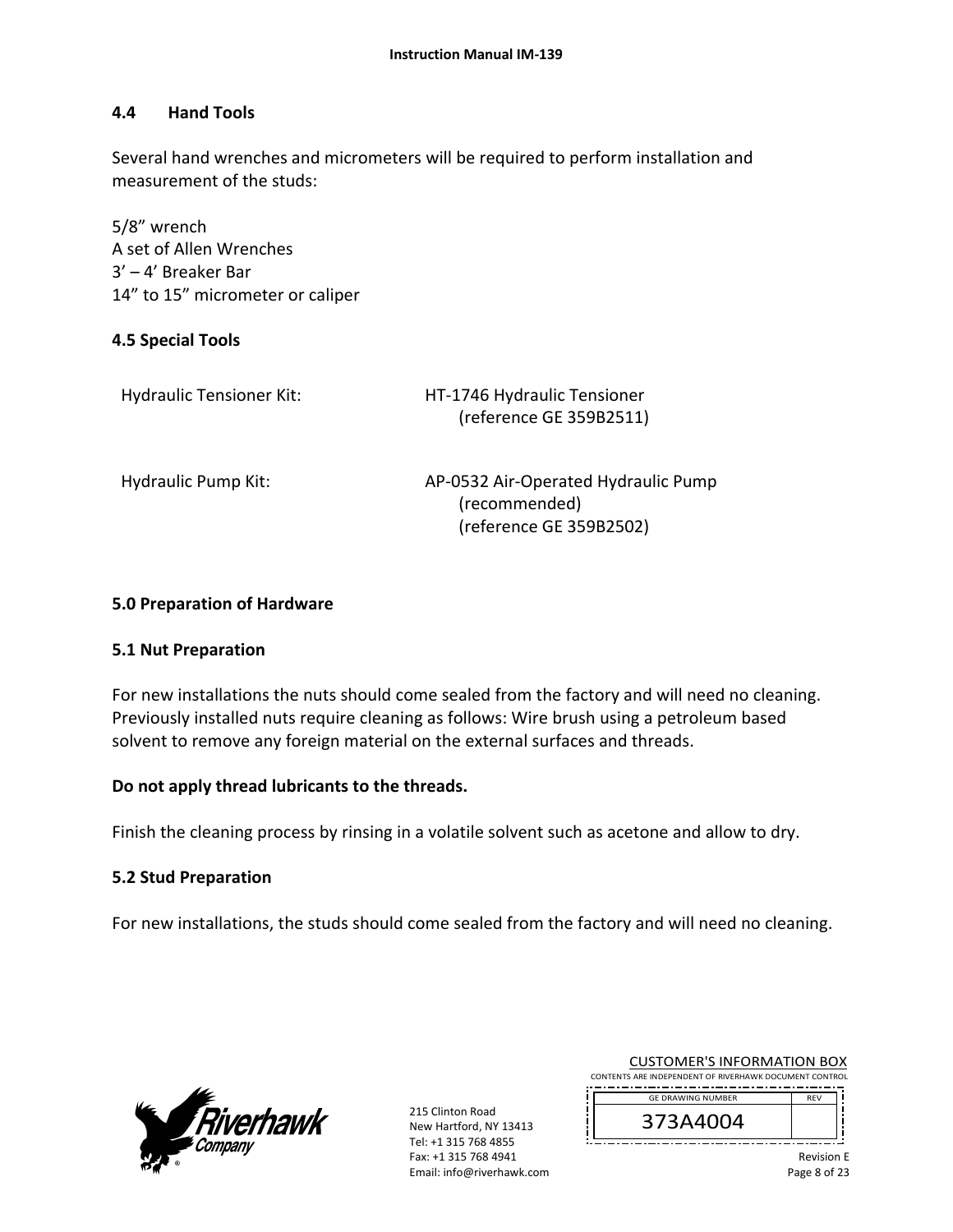## 4.4 Hand Tools

Several hand wrenches and micrometers will be required to perform installation and measurement of the studs:

5/8" wrench
A set of Allen Wrenches
3' – 4' Breaker Bar
14" to 15" micrometer or caliper

## 4.5 Special Tools

| | |
|---|---|
| Hydraulic Tensioner Kit: | HT-1746 Hydraulic Tensioner (reference GE 359B2511) |
| Hydraulic Pump Kit: | AP-0532 Air-Operated Hydraulic Pump (recommended) (reference GE 359B2502) |

# 5.0 Preparation of Hardware

## 5.1 Nut Preparation

For new installations the nuts should come sealed from the factory and will need no cleaning. Previously installed nuts require cleaning as follows: Wire brush using a petroleum based solvent to remove any foreign material on the external surfaces and threads.

**Do not apply thread lubricants to the threads.**

Finish the cleaning process by rinsing in a volatile solvent such as acetone and allow to dry.

## 5.2 Stud Preparation

For new installations, the studs should come sealed from the factory and will need no cleaning.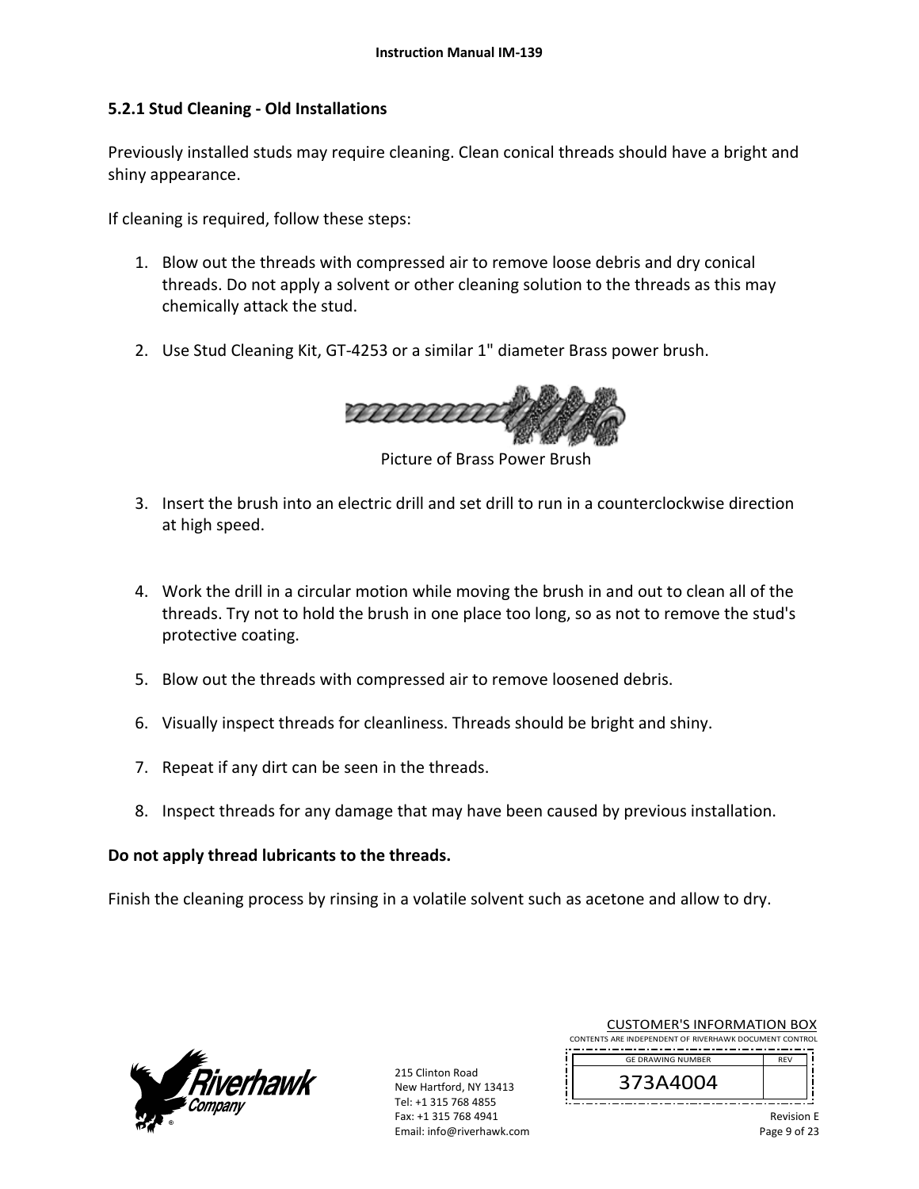### 5.2.1 Stud Cleaning - Old Installations

Previously installed studs may require cleaning. Clean conical threads should have a bright and shiny appearance.

If cleaning is required, follow these steps:

1. Blow out the threads with compressed air to remove loose debris and dry conical threads. Do not apply a solvent or other cleaning solution to the threads as this may chemically attack the stud.

2. Use Stud Cleaning Kit, GT-4253 or a similar 1" diameter Brass power brush.

Picture of Brass Power Brush

3. Insert the brush into an electric drill and set drill to run in a counterclockwise direction at high speed.

4. Work the drill in a circular motion while moving the brush in and out to clean all of the threads. Try not to hold the brush in one place too long, so as not to remove the stud's protective coating.

5. Blow out the threads with compressed air to remove loosened debris.

6. Visually inspect threads for cleanliness. Threads should be bright and shiny.

7. Repeat if any dirt can be seen in the threads.

8. Inspect threads for any damage that may have been caused by previous installation.

**Do not apply thread lubricants to the threads.**

Finish the cleaning process by rinsing in a volatile solvent such as acetone and allow to dry.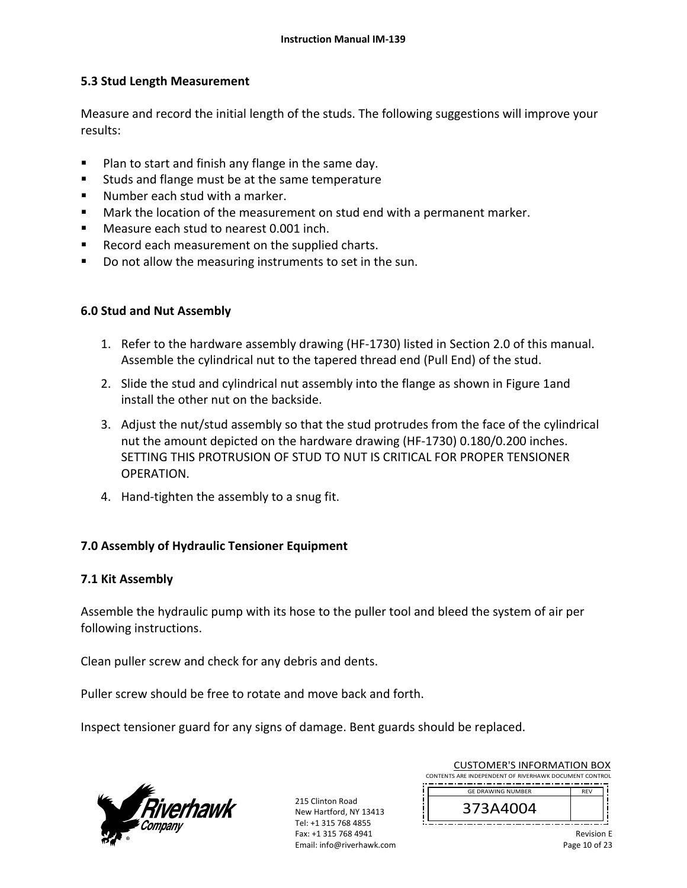## 5.3 Stud Length Measurement

Measure and record the initial length of the studs. The following suggestions will improve your results:

- Plan to start and finish any flange in the same day.
- Studs and flange must be at the same temperature
- Number each stud with a marker.
- Mark the location of the measurement on stud end with a permanent marker.
- Measure each stud to nearest 0.001 inch.
- Record each measurement on the supplied charts.
- Do not allow the measuring instruments to set in the sun.

## 6.0 Stud and Nut Assembly

1. Refer to the hardware assembly drawing (HF-1730) listed in Section 2.0 of this manual. Assemble the cylindrical nut to the tapered thread end (Pull End) of the stud.
2. Slide the stud and cylindrical nut assembly into the flange as shown in Figure 1and install the other nut on the backside.
3. Adjust the nut/stud assembly so that the stud protrudes from the face of the cylindrical nut the amount depicted on the hardware drawing (HF-1730) 0.180/0.200 inches. SETTING THIS PROTRUSION OF STUD TO NUT IS CRITICAL FOR PROPER TENSIONER OPERATION.
4. Hand-tighten the assembly to a snug fit.

## 7.0 Assembly of Hydraulic Tensioner Equipment

### 7.1 Kit Assembly

Assemble the hydraulic pump with its hose to the puller tool and bleed the system of air per following instructions.

Clean puller screw and check for any debris and dents.

Puller screw should be free to rotate and move back and forth.

Inspect tensioner guard for any signs of damage. Bent guards should be replaced.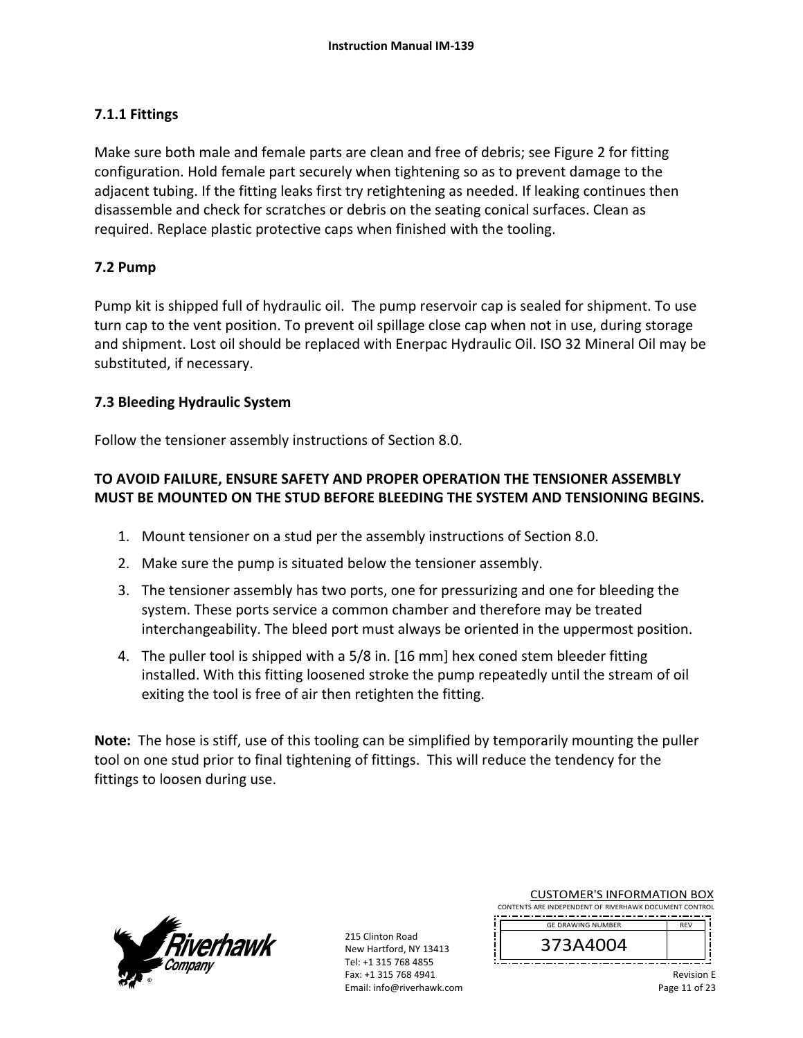### 7.1.1 Fittings

Make sure both male and female parts are clean and free of debris; see Figure 2 for fitting configuration. Hold female part securely when tightening so as to prevent damage to the adjacent tubing. If the fitting leaks first try retightening as needed. If leaking continues then disassemble and check for scratches or debris on the seating conical surfaces. Clean as required. Replace plastic protective caps when finished with the tooling.

### 7.2 Pump

Pump kit is shipped full of hydraulic oil. The pump reservoir cap is sealed for shipment. To use turn cap to the vent position. To prevent oil spillage close cap when not in use, during storage and shipment. Lost oil should be replaced with Enerpac Hydraulic Oil. ISO 32 Mineral Oil may be substituted, if necessary.

### 7.3 Bleeding Hydraulic System

Follow the tensioner assembly instructions of Section 8.0.

**TO AVOID FAILURE, ENSURE SAFETY AND PROPER OPERATION THE TENSIONER ASSEMBLY MUST BE MOUNTED ON THE STUD BEFORE BLEEDING THE SYSTEM AND TENSIONING BEGINS.**

1. Mount tensioner on a stud per the assembly instructions of Section 8.0.
2. Make sure the pump is situated below the tensioner assembly.
3. The tensioner assembly has two ports, one for pressurizing and one for bleeding the system. These ports service a common chamber and therefore may be treated interchangeability. The bleed port must always be oriented in the uppermost position.
4. The puller tool is shipped with a 5/8 in. [16 mm] hex coned stem bleeder fitting installed. With this fitting loosened stroke the pump repeatedly until the stream of oil exiting the tool is free of air then retighten the fitting.

**Note:** The hose is stiff, use of this tooling can be simplified by temporarily mounting the puller tool on one stud prior to final tightening of fittings. This will reduce the tendency for the fittings to loosen during use.

215 Clinton Road
New Hartford, NY 13413
Tel: +1 315 768 4855
Fax: +1 315 768 4941
Email: info@riverhawk.com

CUSTOMER'S INFORMATION BOX
CONTENTS ARE INDEPENDENT OF RIVERHAWK DOCUMENT CONTROL

| GE DRAWING NUMBER | REV |
| --- | --- |
| 373A4004 | |

Revision E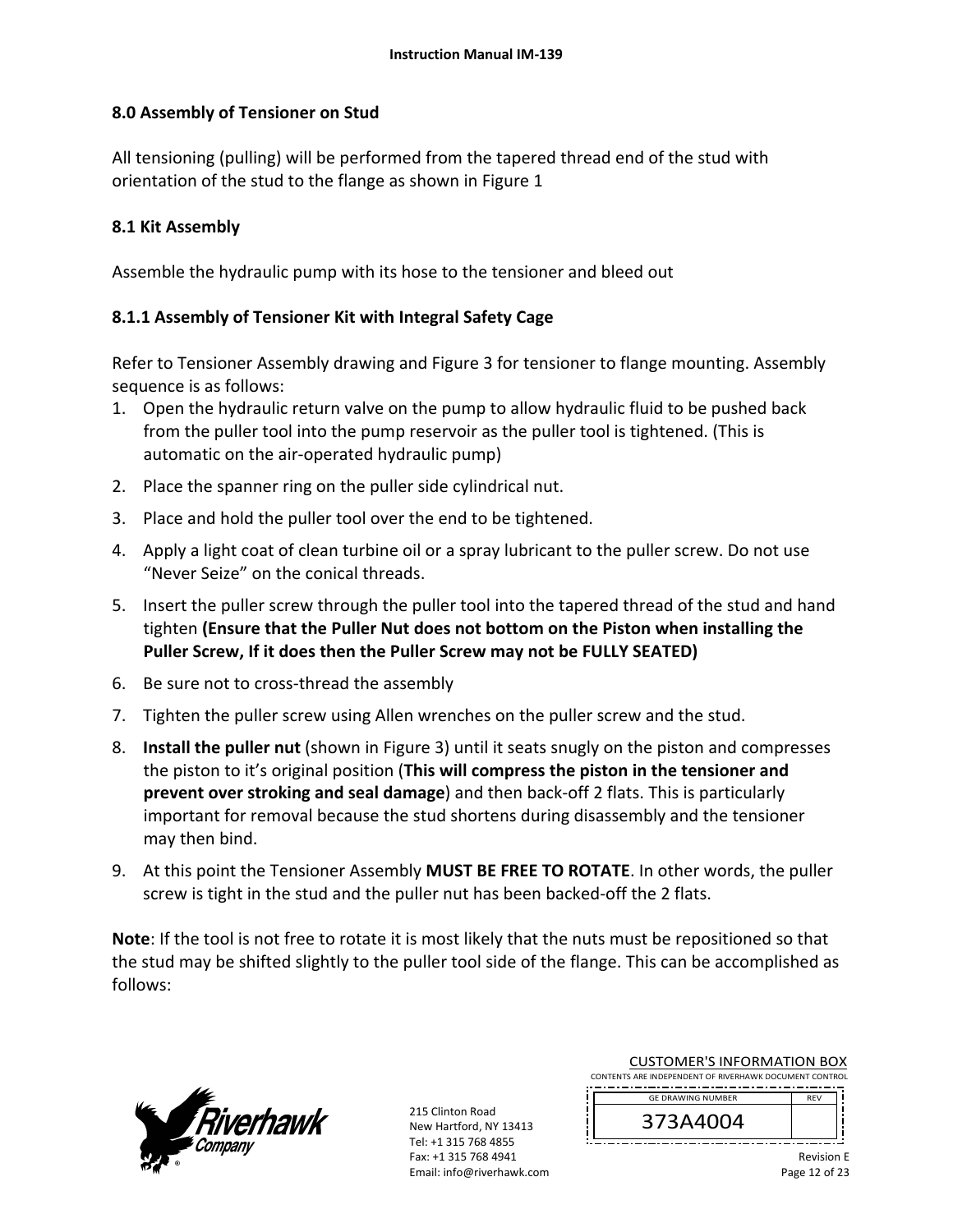## 8.0 Assembly of Tensioner on Stud

All tensioning (pulling) will be performed from the tapered thread end of the stud with orientation of the stud to the flange as shown in Figure 1

### 8.1 Kit Assembly

Assemble the hydraulic pump with its hose to the tensioner and bleed out

#### 8.1.1 Assembly of Tensioner Kit with Integral Safety Cage

Refer to Tensioner Assembly drawing and Figure 3 for tensioner to flange mounting. Assembly sequence is as follows:

1. Open the hydraulic return valve on the pump to allow hydraulic fluid to be pushed back from the puller tool into the pump reservoir as the puller tool is tightened. (This is automatic on the air-operated hydraulic pump)
2. Place the spanner ring on the puller side cylindrical nut.
3. Place and hold the puller tool over the end to be tightened.
4. Apply a light coat of clean turbine oil or a spray lubricant to the puller screw. Do not use "Never Seize" on the conical threads.
5. Insert the puller screw through the puller tool into the tapered thread of the stud and hand tighten **(Ensure that the Puller Nut does not bottom on the Piston when installing the Puller Screw, If it does then the Puller Screw may not be FULLY SEATED)**
6. Be sure not to cross-thread the assembly
7. Tighten the puller screw using Allen wrenches on the puller screw and the stud.
8. **Install the puller nut** (shown in Figure 3) until it seats snugly on the piston and compresses the piston to it's original position (**This will compress the piston in the tensioner and prevent over stroking and seal damage**) and then back-off 2 flats. This is particularly important for removal because the stud shortens during disassembly and the tensioner may then bind.
9. At this point the Tensioner Assembly **MUST BE FREE TO ROTATE**. In other words, the puller screw is tight in the stud and the puller nut has been backed-off the 2 flats.

**Note**: If the tool is not free to rotate it is most likely that the nuts must be repositioned so that the stud may be shifted slightly to the puller tool side of the flange. This can be accomplished as follows: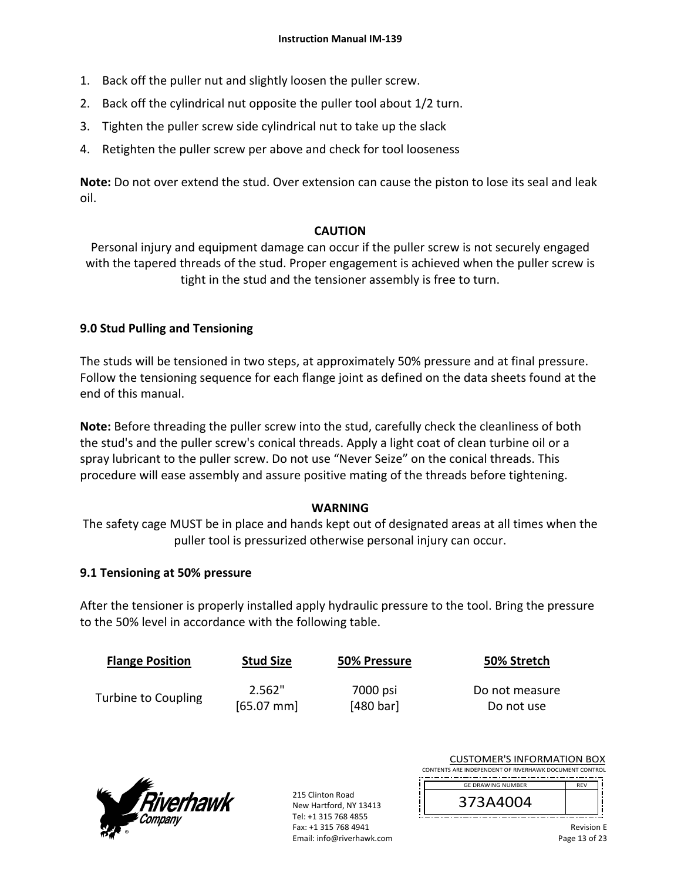1. Back off the puller nut and slightly loosen the puller screw.
2. Back off the cylindrical nut opposite the puller tool about 1/2 turn.
3. Tighten the puller screw side cylindrical nut to take up the slack
4. Retighten the puller screw per above and check for tool looseness

**Note:** Do not over extend the stud. Over extension can cause the piston to lose its seal and leak oil.

**CAUTION**

Personal injury and equipment damage can occur if the puller screw is not securely engaged with the tapered threads of the stud. Proper engagement is achieved when the puller screw is tight in the stud and the tensioner assembly is free to turn.

## 9.0 Stud Pulling and Tensioning

The studs will be tensioned in two steps, at approximately 50% pressure and at final pressure. Follow the tensioning sequence for each flange joint as defined on the data sheets found at the end of this manual.

**Note:** Before threading the puller screw into the stud, carefully check the cleanliness of both the stud's and the puller screw's conical threads. Apply a light coat of clean turbine oil or a spray lubricant to the puller screw. Do not use "Never Seize" on the conical threads. This procedure will ease assembly and assure positive mating of the threads before tightening.

**WARNING**

The safety cage MUST be in place and hands kept out of designated areas at all times when the puller tool is pressurized otherwise personal injury can occur.

### 9.1 Tensioning at 50% pressure

After the tensioner is properly installed apply hydraulic pressure to the tool. Bring the pressure to the 50% level in accordance with the following table.

| Flange Position | Stud Size | 50% Pressure | 50% Stretch |
|---|---|---|---|
| Turbine to Coupling | 2.562" [65.07 mm] | 7000 psi [480 bar] | Do not measure Do not use |

215 Clinton Road
New Hartford, NY 13413
Tel: +1 315 768 4855
Fax: +1 315 768 4941
Email: info@riverhawk.com

CUSTOMER'S INFORMATION BOX
CONTENTS ARE INDEPENDENT OF RIVERHAWK DOCUMENT CONTROL

| GE DRAWING NUMBER | REV |
|---|---|
| 373A4004 | |

Revision E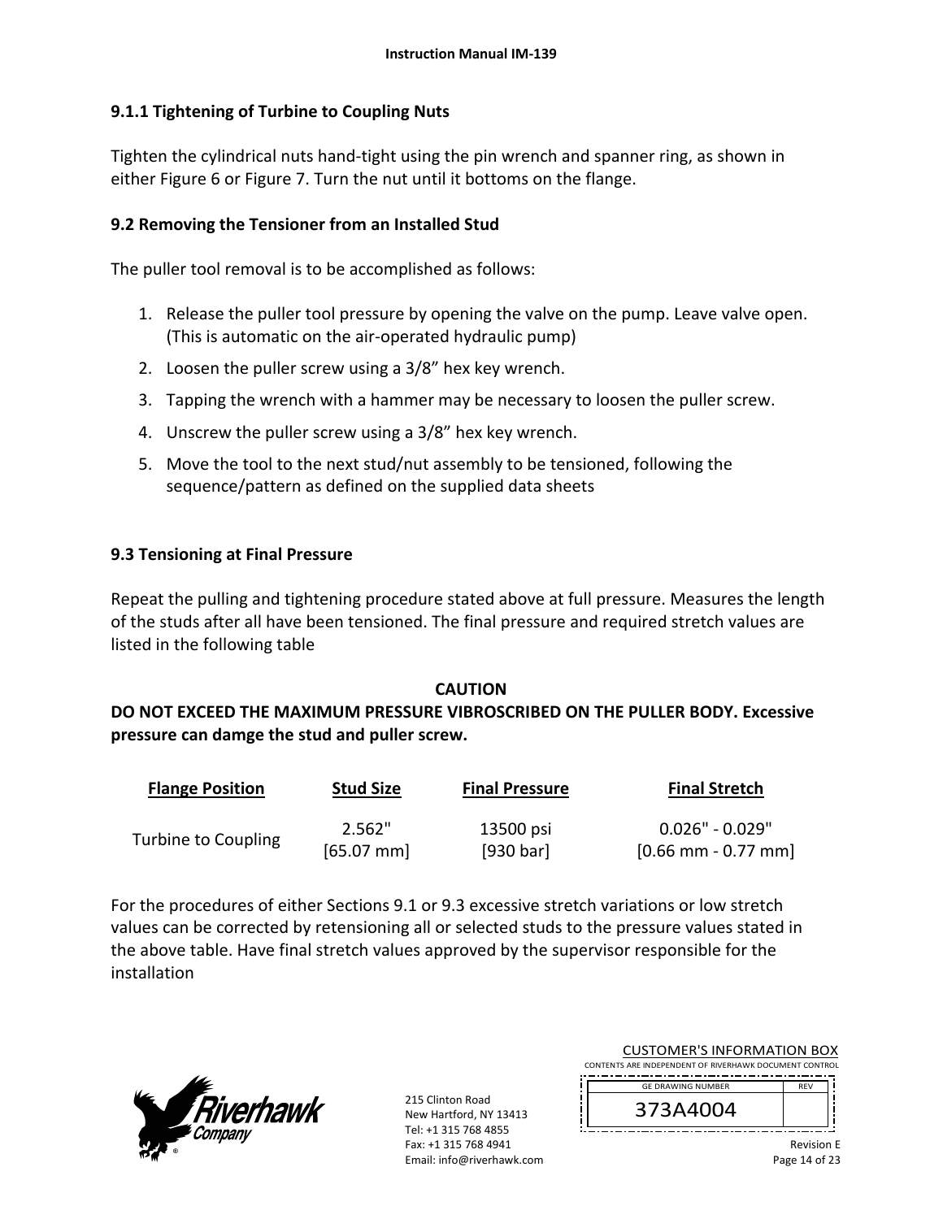### 9.1.1 Tightening of Turbine to Coupling Nuts

Tighten the cylindrical nuts hand-tight using the pin wrench and spanner ring, as shown in either Figure 6 or Figure 7. Turn the nut until it bottoms on the flange.

## 9.2 Removing the Tensioner from an Installed Stud

The puller tool removal is to be accomplished as follows:

1. Release the puller tool pressure by opening the valve on the pump. Leave valve open. (This is automatic on the air-operated hydraulic pump)
2. Loosen the puller screw using a 3/8" hex key wrench.
3. Tapping the wrench with a hammer may be necessary to loosen the puller screw.
4. Unscrew the puller screw using a 3/8" hex key wrench.
5. Move the tool to the next stud/nut assembly to be tensioned, following the sequence/pattern as defined on the supplied data sheets

## 9.3 Tensioning at Final Pressure

Repeat the pulling and tightening procedure stated above at full pressure. Measures the length of the studs after all have been tensioned. The final pressure and required stretch values are listed in the following table

**CAUTION**
**DO NOT EXCEED THE MAXIMUM PRESSURE VIBROSCRIBED ON THE PULLER BODY. Excessive pressure can damge the stud and puller screw.**

| Flange Position | Stud Size | Final Pressure | Final Stretch |
|---|---|---|---|
| Turbine to Coupling | 2.562" [65.07 mm] | 13500 psi [930 bar] | 0.026" - 0.029" [0.66 mm - 0.77 mm] |

For the procedures of either Sections 9.1 or 9.3 excessive stretch variations or low stretch values can be corrected by retensioning all or selected studs to the pressure values stated in the above table. Have final stretch values approved by the supervisor responsible for the installation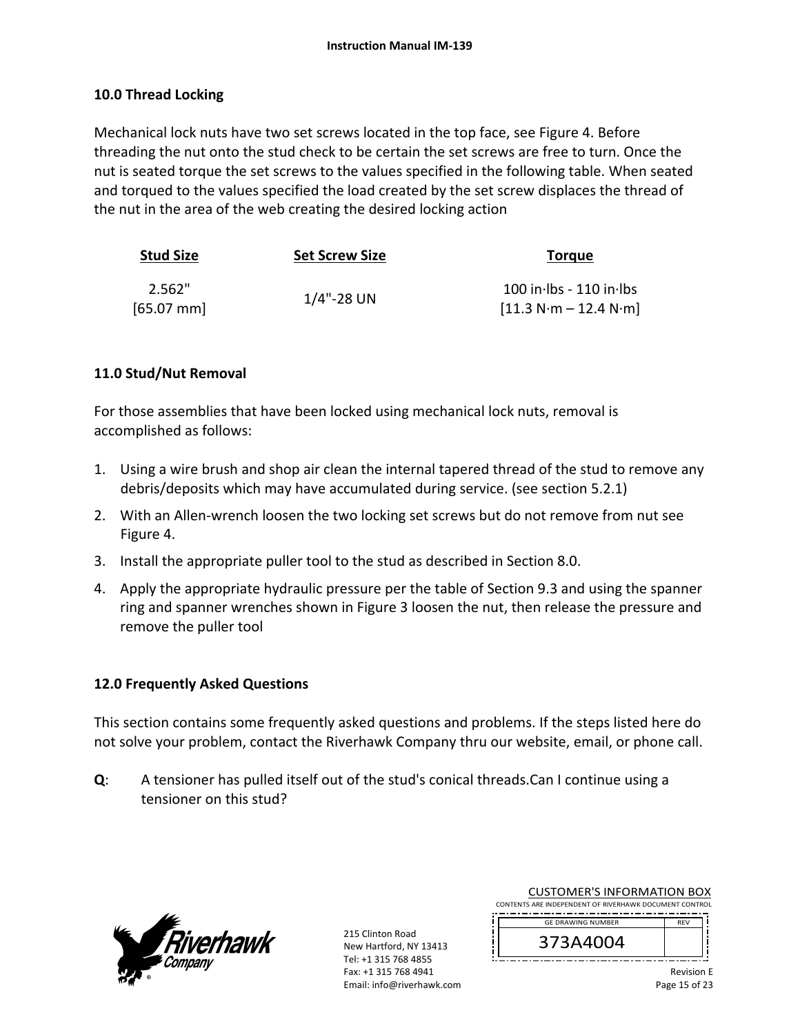## 10.0 Thread Locking

Mechanical lock nuts have two set screws located in the top face, see Figure 4. Before threading the nut onto the stud check to be certain the set screws are free to turn. Once the nut is seated torque the set screws to the values specified in the following table. When seated and torqued to the values specified the load created by the set screw displaces the thread of the nut in the area of the web creating the desired locking action

| Stud Size | Set Screw Size | Torque |
|---|---|---|
| 2.562" [65.07 mm] | 1/4"-28 UN | 100 in·lbs - 110 in·lbs [11.3 N·m – 12.4 N·m] |

## 11.0 Stud/Nut Removal

For those assemblies that have been locked using mechanical lock nuts, removal is accomplished as follows:

1. Using a wire brush and shop air clean the internal tapered thread of the stud to remove any debris/deposits which may have accumulated during service. (see section 5.2.1)
2. With an Allen-wrench loosen the two locking set screws but do not remove from nut see Figure 4.
3. Install the appropriate puller tool to the stud as described in Section 8.0.
4. Apply the appropriate hydraulic pressure per the table of Section 9.3 and using the spanner ring and spanner wrenches shown in Figure 3 loosen the nut, then release the pressure and remove the puller tool

## 12.0 Frequently Asked Questions

This section contains some frequently asked questions and problems. If the steps listed here do not solve your problem, contact the Riverhawk Company thru our website, email, or phone call.

**Q**: A tensioner has pulled itself out of the stud's conical threads.Can I continue using a tensioner on this stud?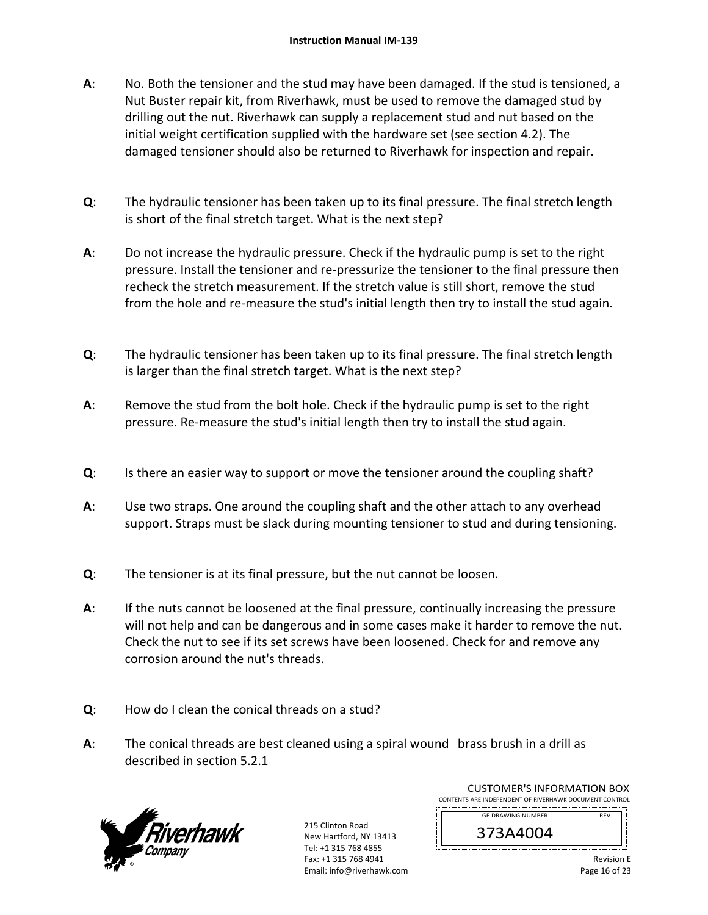**A**: No. Both the tensioner and the stud may have been damaged. If the stud is tensioned, a Nut Buster repair kit, from Riverhawk, must be used to remove the damaged stud by drilling out the nut. Riverhawk can supply a replacement stud and nut based on the initial weight certification supplied with the hardware set (see section 4.2). The damaged tensioner should also be returned to Riverhawk for inspection and repair.

**Q**: The hydraulic tensioner has been taken up to its final pressure. The final stretch length is short of the final stretch target. What is the next step?

**A**: Do not increase the hydraulic pressure. Check if the hydraulic pump is set to the right pressure. Install the tensioner and re-pressurize the tensioner to the final pressure then recheck the stretch measurement. If the stretch value is still short, remove the stud from the hole and re-measure the stud's initial length then try to install the stud again.

**Q**: The hydraulic tensioner has been taken up to its final pressure. The final stretch length is larger than the final stretch target. What is the next step?

**A**: Remove the stud from the bolt hole. Check if the hydraulic pump is set to the right pressure. Re-measure the stud's initial length then try to install the stud again.

**Q**: Is there an easier way to support or move the tensioner around the coupling shaft?

**A**: Use two straps. One around the coupling shaft and the other attach to any overhead support. Straps must be slack during mounting tensioner to stud and during tensioning.

**Q**: The tensioner is at its final pressure, but the nut cannot be loosen.

**A**: If the nuts cannot be loosened at the final pressure, continually increasing the pressure will not help and can be dangerous and in some cases make it harder to remove the nut. Check the nut to see if its set screws have been loosened. Check for and remove any corrosion around the nut's threads.

**Q**: How do I clean the conical threads on a stud?

**A**: The conical threads are best cleaned using a spiral wound brass brush in a drill as described in section 5.2.1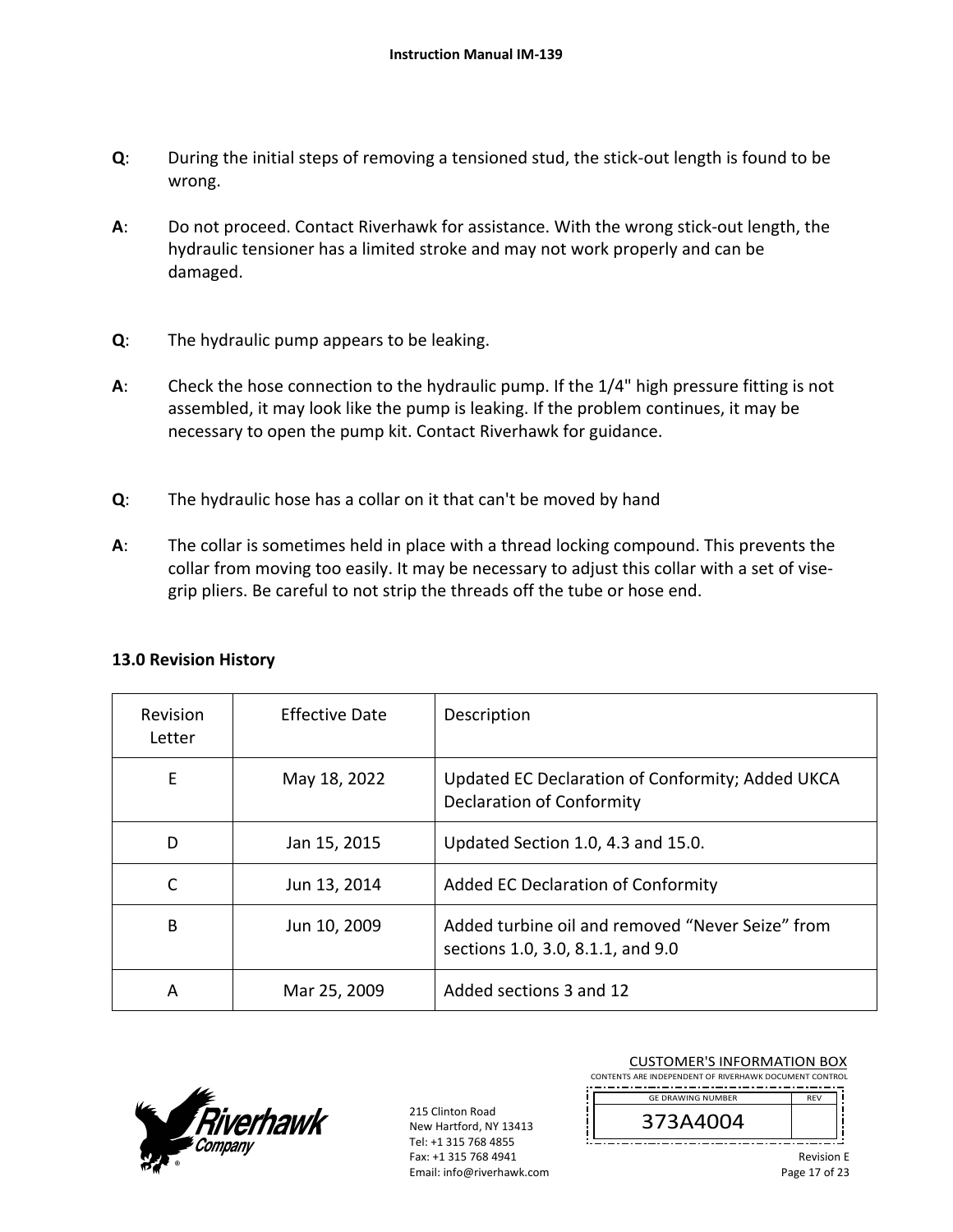**Q**: During the initial steps of removing a tensioned stud, the stick-out length is found to be wrong.

**A**: Do not proceed. Contact Riverhawk for assistance. With the wrong stick-out length, the hydraulic tensioner has a limited stroke and may not work properly and can be damaged.

**Q**: The hydraulic pump appears to be leaking.

**A**: Check the hose connection to the hydraulic pump. If the 1/4" high pressure fitting is not assembled, it may look like the pump is leaking. If the problem continues, it may be necessary to open the pump kit. Contact Riverhawk for guidance.

**Q**: The hydraulic hose has a collar on it that can't be moved by hand

**A**: The collar is sometimes held in place with a thread locking compound. This prevents the collar from moving too easily. It may be necessary to adjust this collar with a set of vise-grip pliers. Be careful to not strip the threads off the tube or hose end.

## 13.0 Revision History

| Revision Letter | Effective Date | Description |
|---|---|---|
| E | May 18, 2022 | Updated EC Declaration of Conformity; Added UKCA Declaration of Conformity |
| D | Jan 15, 2015 | Updated Section 1.0, 4.3 and 15.0. |
| C | Jun 13, 2014 | Added EC Declaration of Conformity |
| B | Jun 10, 2009 | Added turbine oil and removed “Never Seize” from sections 1.0, 3.0, 8.1.1, and 9.0 |
| A | Mar 25, 2009 | Added sections 3 and 12 |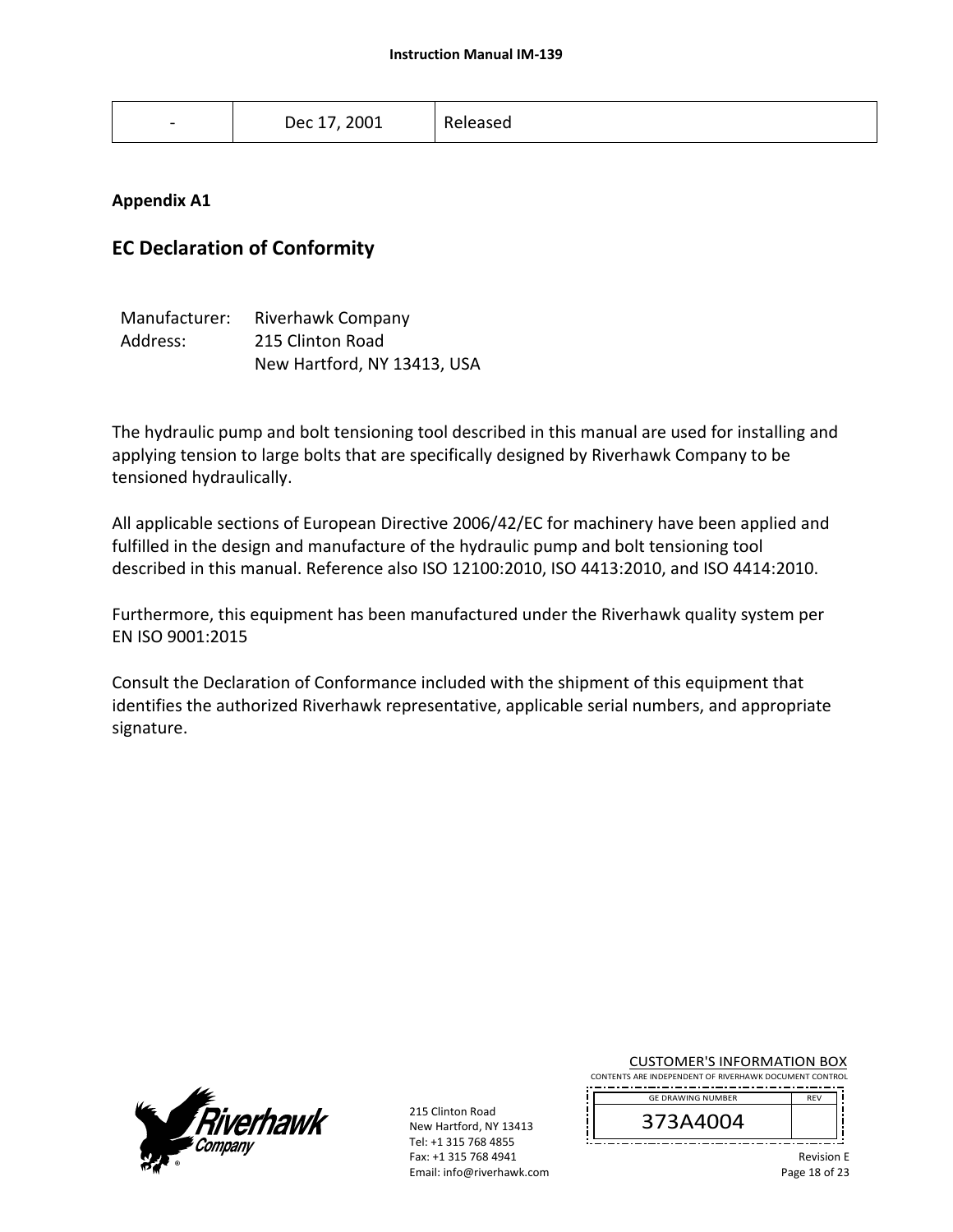| - | Dec 17, 2001 | Released |
|---|---|---|

**Appendix A1**

## EC Declaration of Conformity

Manufacturer: Riverhawk Company
Address: 215 Clinton Road
New Hartford, NY 13413, USA

The hydraulic pump and bolt tensioning tool described in this manual are used for installing and applying tension to large bolts that are specifically designed by Riverhawk Company to be tensioned hydraulically.

All applicable sections of European Directive 2006/42/EC for machinery have been applied and fulfilled in the design and manufacture of the hydraulic pump and bolt tensioning tool described in this manual. Reference also ISO 12100:2010, ISO 4413:2010, and ISO 4414:2010.

Furthermore, this equipment has been manufactured under the Riverhawk quality system per EN ISO 9001:2015

Consult the Declaration of Conformance included with the shipment of this equipment that identifies the authorized Riverhawk representative, applicable serial numbers, and appropriate signature.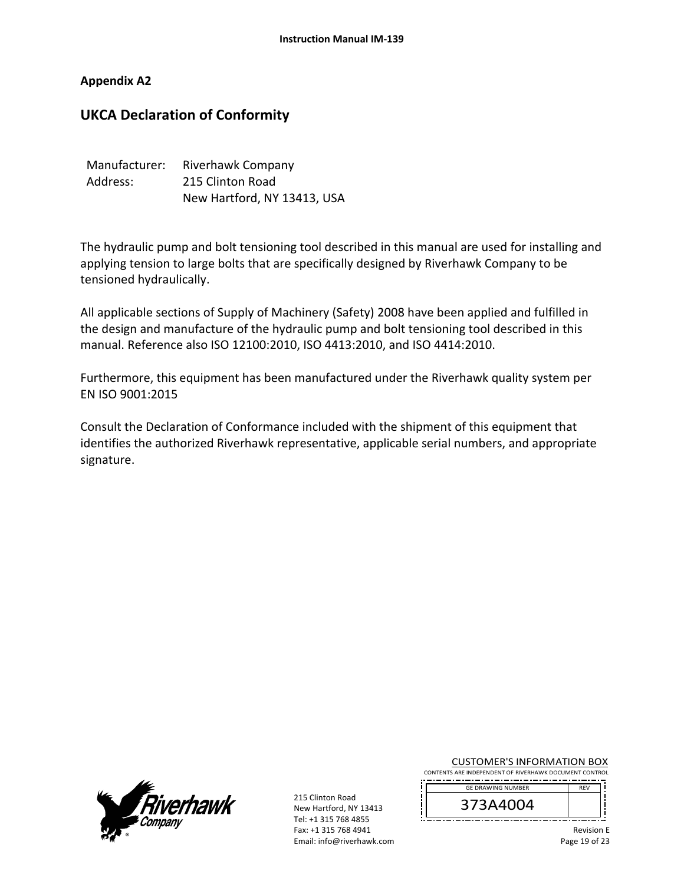## Appendix A2

# UKCA Declaration of Conformity

Manufacturer: Riverhawk Company
Address: 215 Clinton Road
New Hartford, NY 13413, USA

The hydraulic pump and bolt tensioning tool described in this manual are used for installing and applying tension to large bolts that are specifically designed by Riverhawk Company to be tensioned hydraulically.

All applicable sections of Supply of Machinery (Safety) 2008 have been applied and fulfilled in the design and manufacture of the hydraulic pump and bolt tensioning tool described in this manual. Reference also ISO 12100:2010, ISO 4413:2010, and ISO 4414:2010.

Furthermore, this equipment has been manufactured under the Riverhawk quality system per EN ISO 9001:2015

Consult the Declaration of Conformance included with the shipment of this equipment that identifies the authorized Riverhawk representative, applicable serial numbers, and appropriate signature.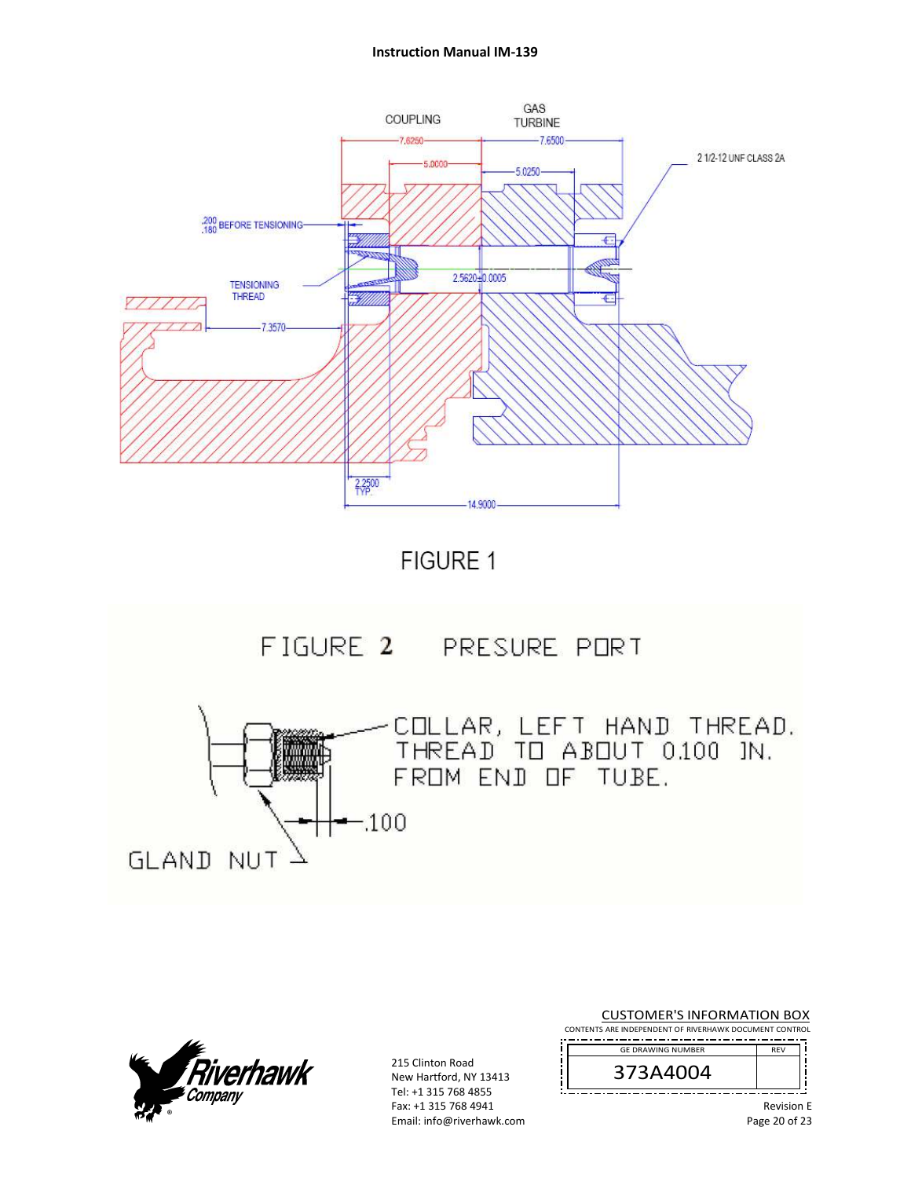COUPLING

GAS TURBINE

7.6250

7.6500

5.0000

5.0250

2 1/2-12 UNF CLASS 2A

.200 .180 BEFORE TENSIONING

TENSIONING THREAD

2.5620±0.0005

7.3570

2.2500 TYP.

14.9000

FIGURE 1

FIGURE 2 PRESURE PORT

COLLAR, LEFT HAND THREAD. THREAD TO ABOUT 0.100 IN. FROM END OF TUBE.

.100

GLAND NUT

215 Clinton Road
New Hartford, NY 13413
Tel: +1 315 768 4855
Fax: +1 315 768 4941
Email: info@riverhawk.com

CUSTOMER'S INFORMATION BOX
CONTENTS ARE INDEPENDENT OF RIVERHAWK DOCUMENT CONTROL

| GE DRAWING NUMBER | REV |
| --- | --- |
| 373A4004 | |

Revision E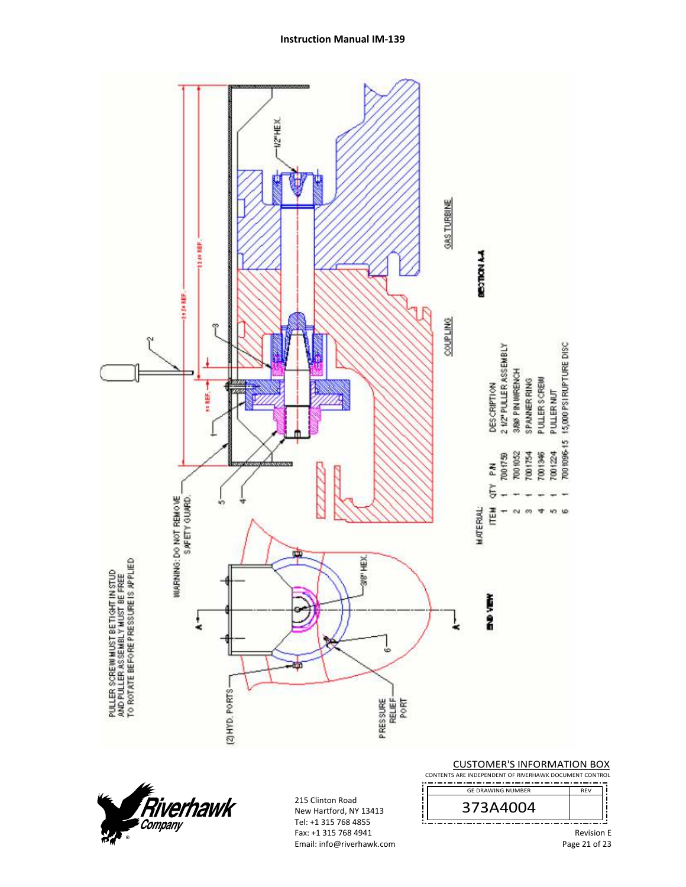PULLER SCREW MUST BE TIGHT IN STUD AND PULLER ASSEMBLY MUST BE FREE TO ROTATE BEFORE PRESSURE IS APPLIED

WARNING: DO NOT REMOVE SAFETY GUARD.

1/2" HEX.

3/8" HEX.

(2) HYD. PORTS

PRESSURE RELIEF PORT

COUPLING

GAS TURBINE

SECTION A-A

END VIEW

MATERIAL:

| ITEM | QTY | P.N | DESCRIPTION |
|---|---|---|---|
| 1 | 1 | 7001759 | 2 1/2" PULLER ASSEMBLY |
| 2 | 1 | 7001052 | 3/8Ø PIN WRENCH |
| 3 | 1 | 7001754 | SPANNER RING |
| 4 | 1 | 7001346 | PULLER SCREW |
| 5 | 1 | 7001224 | PULLER NUT |
| 6 | 1 | 7001096-15 | 15,000 PSI RUPTURE DISC |

CUSTOMER'S INFORMATION BOX

CONTENTS ARE INDEPENDENT OF RIVERHAWK DOCUMENT CONTROL

| GE DRAWING NUMBER | REV |
|---|---|
| 373A4004 | |

215 Clinton Road
New Hartford, NY 13413
Tel: +1 315 768 4855
Fax: +1 315 768 4941
Email: info@riverhawk.com

Revision E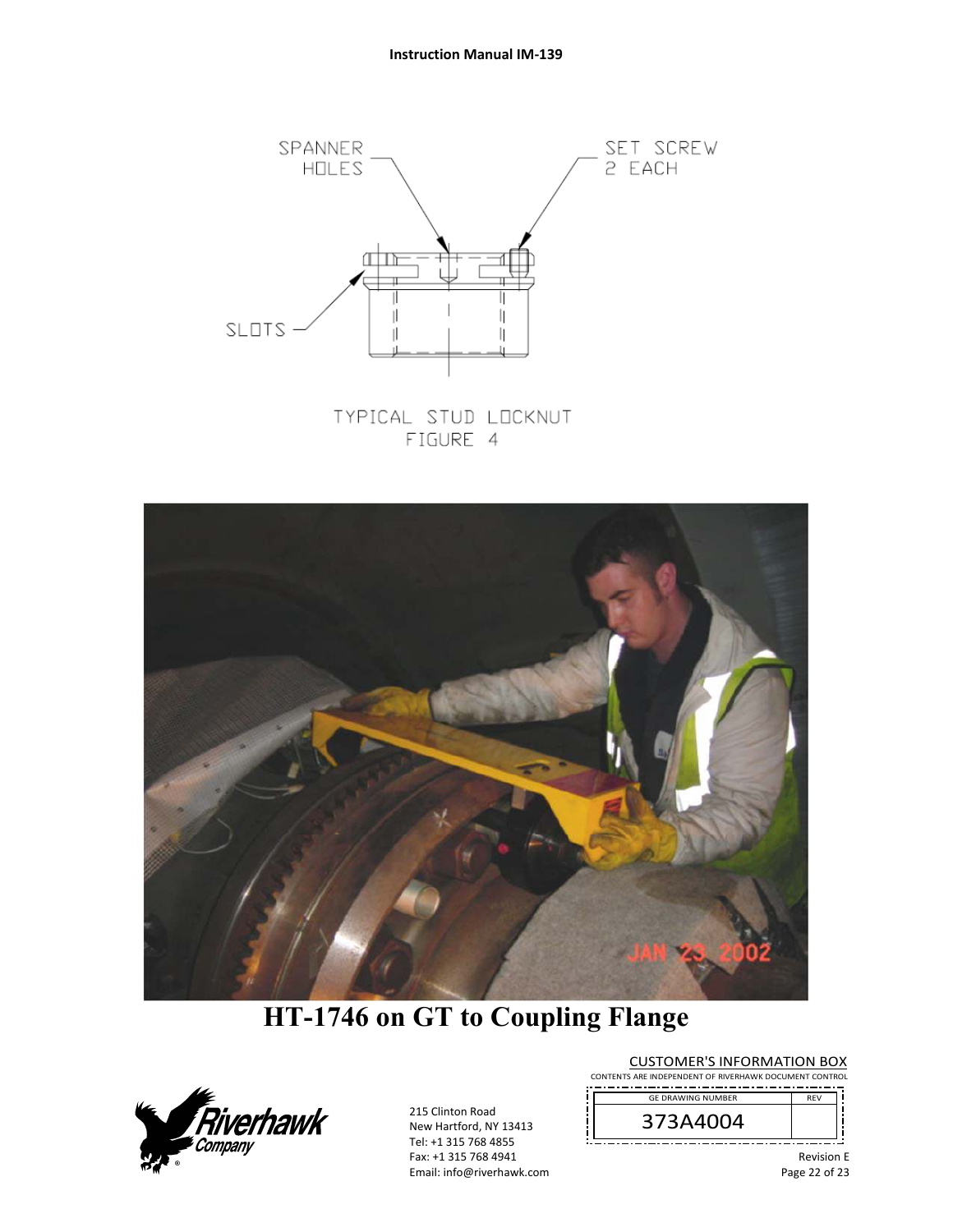SPANNER HOLES

SET SCREW 2 EACH

SLOTS

TYPICAL STUD LOCKNUT
FIGURE 4

JAN 23 2002

**HT-1746 on GT to Coupling Flange**

CUSTOMER'S INFORMATION BOX
CONTENTS ARE INDEPENDENT OF RIVERHAWK DOCUMENT CONTROL

| GE DRAWING NUMBER | REV |
|---|---|
| 373A4004 | |

Riverhawk Company

215 Clinton Road
New Hartford, NY 13413
Tel: +1 315 768 4855
Fax: +1 315 768 4941
Email: info@riverhawk.com

Revision E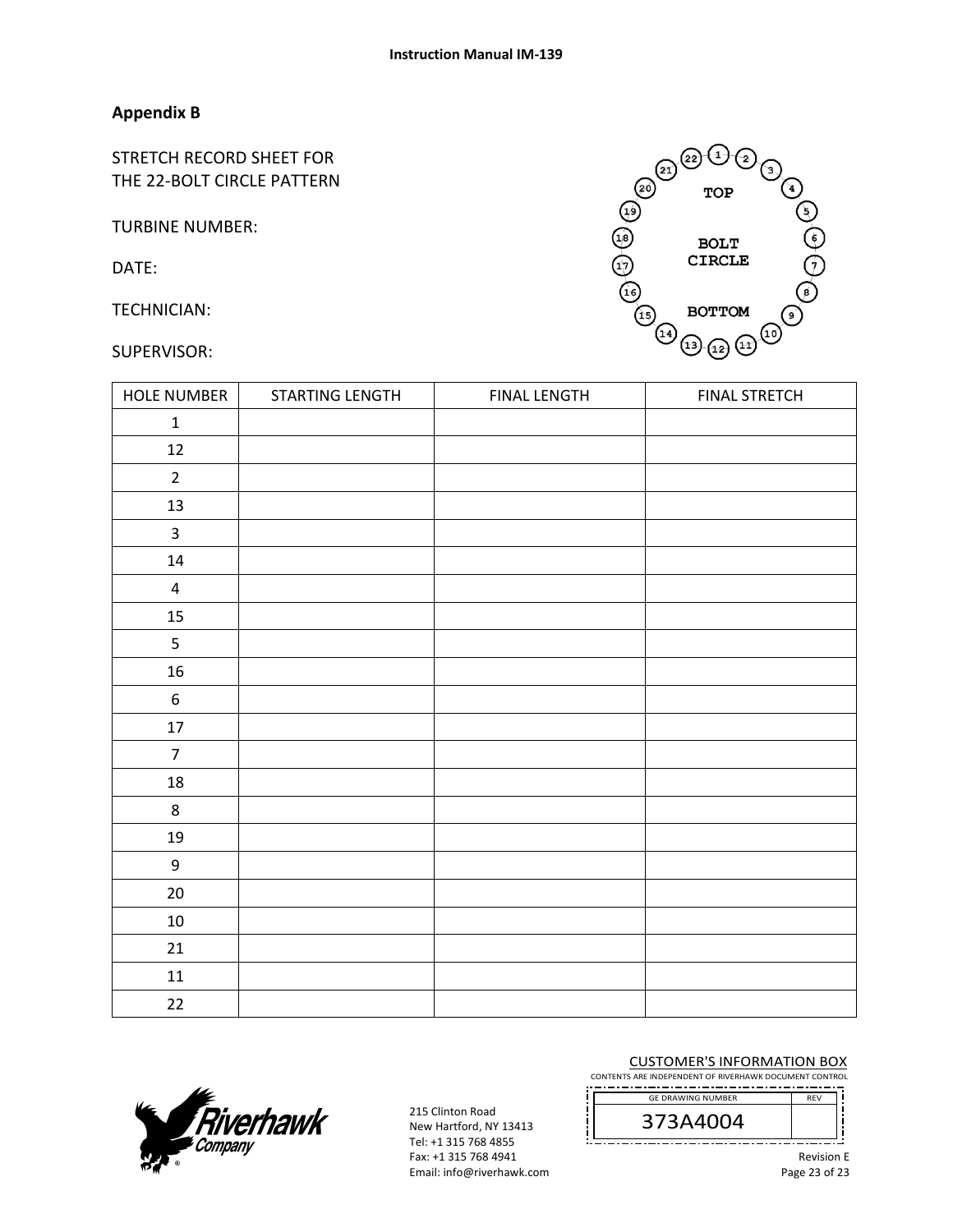## Appendix B

STRETCH RECORD SHEET FOR
THE 22-BOLT CIRCLE PATTERN

TURBINE NUMBER:

DATE:

TECHNICIAN:

SUPERVISOR:

TOP

BOLT
CIRCLE

BOTTOM

1 2 3 4 5 6 7 8 9 10 11 12 13 14 15 16 17 18 19 20 21 22

| HOLE NUMBER | STARTING LENGTH | FINAL LENGTH | FINAL STRETCH |
|---|---|---|---|
| 1 | | | |
| 12 | | | |
| 2 | | | |
| 13 | | | |
| 3 | | | |
| 14 | | | |
| 4 | | | |
| 15 | | | |
| 5 | | | |
| 16 | | | |
| 6 | | | |
| 17 | | | |
| 7 | | | |
| 18 | | | |
| 8 | | | |
| 19 | | | |
| 9 | | | |
| 20 | | | |
| 10 | | | |
| 21 | | | |
| 11 | | | |
| 22 | | | |

215 Clinton Road
New Hartford, NY 13413
Tel: +1 315 768 4855
Fax: +1 315 768 4941
Email: info@riverhawk.com

CUSTOMER'S INFORMATION BOX
CONTENTS ARE INDEPENDENT OF RIVERHAWK DOCUMENT CONTROL

| GE DRAWING NUMBER | REV |
|---|---|
| 373A4004 | |

Revision E